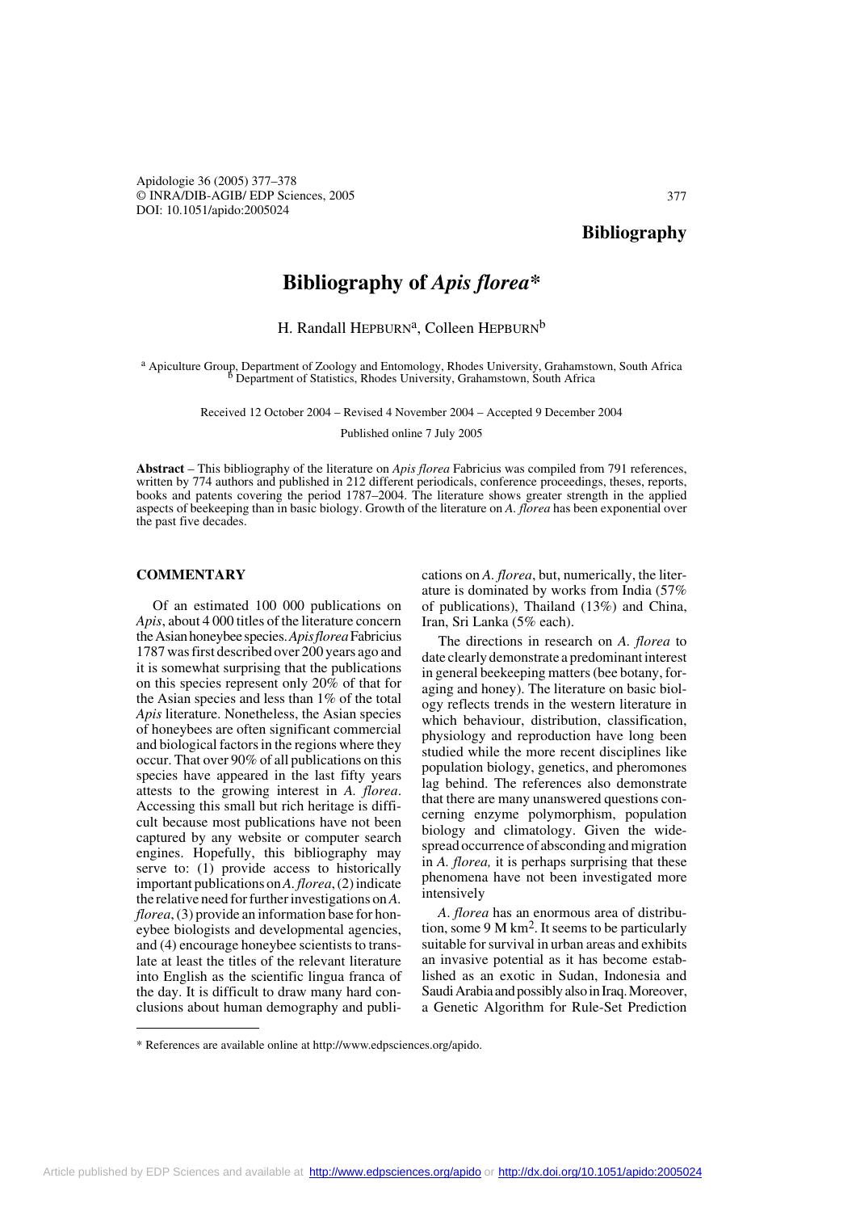# Bibliography

## Bibliography of *Apis florea**

H. Randall Hepburn[a], Colleen Hepburn[b]

[a] Apiculture Group, Department of Zoology and Entomology, Rhodes University, Grahamstown, South Africa
[b] Department of Statistics, Rhodes University, Grahamstown, South Africa

Received 12 October 2004 – Revised 4 November 2004 – Accepted 9 December 2004

Published online 7 July 2005

**Abstract** – This bibliography of the literature on *Apis florea* Fabricius was compiled from 791 references, written by 774 authors and published in 212 different periodicals, conference proceedings, theses, reports, books and patents covering the period 1787–2004. The literature shows greater strength in the applied aspects of beekeeping than in basic biology. Growth of the literature on *A. florea* has been exponential over the past five decades.

### COMMENTARY

Of an estimated 100 000 publications on *Apis*, about 4 000 titles of the literature concern the Asian honeybee species. *Apis florea* Fabricius 1787 was first described over 200 years ago and it is somewhat surprising that the publications on this species represent only 20% of that for the Asian species and less than 1% of the total *Apis* literature. Nonetheless, the Asian species of honeybees are often significant commercial and biological factors in the regions where they occur. That over 90% of all publications on this species have appeared in the last fifty years attests to the growing interest in *A. florea*. Accessing this small but rich heritage is difficult because most publications have not been captured by any website or computer search engines. Hopefully, this bibliography may serve to: (1) provide access to historically important publications on *A. florea*, (2) indicate the relative need for further investigations on *A. florea*, (3) provide an information base for honeybee biologists and developmental agencies, and (4) encourage honeybee scientists to translate at least the titles of the relevant literature into English as the scientific lingua franca of the day. It is difficult to draw many hard conclusions about human demography and publications on *A. florea*, but, numerically, the literature is dominated by works from India (57% of publications), Thailand (13%) and China, Iran, Sri Lanka (5% each).

The directions in research on *A. florea* to date clearly demonstrate a predominant interest in general beekeeping matters (bee botany, foraging and honey). The literature on basic biology reflects trends in the western literature in which behaviour, distribution, classification, physiology and reproduction have long been studied while the more recent disciplines like population biology, genetics, and pheromones lag behind. The references also demonstrate that there are many unanswered questions concerning enzyme polymorphism, population biology and climatology. Given the widespread occurrence of absconding and migration in *A. florea,* it is perhaps surprising that these phenomena have not been investigated more intensively

*A. florea* has an enormous area of distribution, some 9 M km$^2$. It seems to be particularly suitable for survival in urban areas and exhibits an invasive potential as it has become established as an exotic in Sudan, Indonesia and Saudi Arabia and possibly also in Iraq. Moreover, a Genetic Algorithm for Rule-Set Prediction

\* References are available online at http://www.edpsciences.org/apido.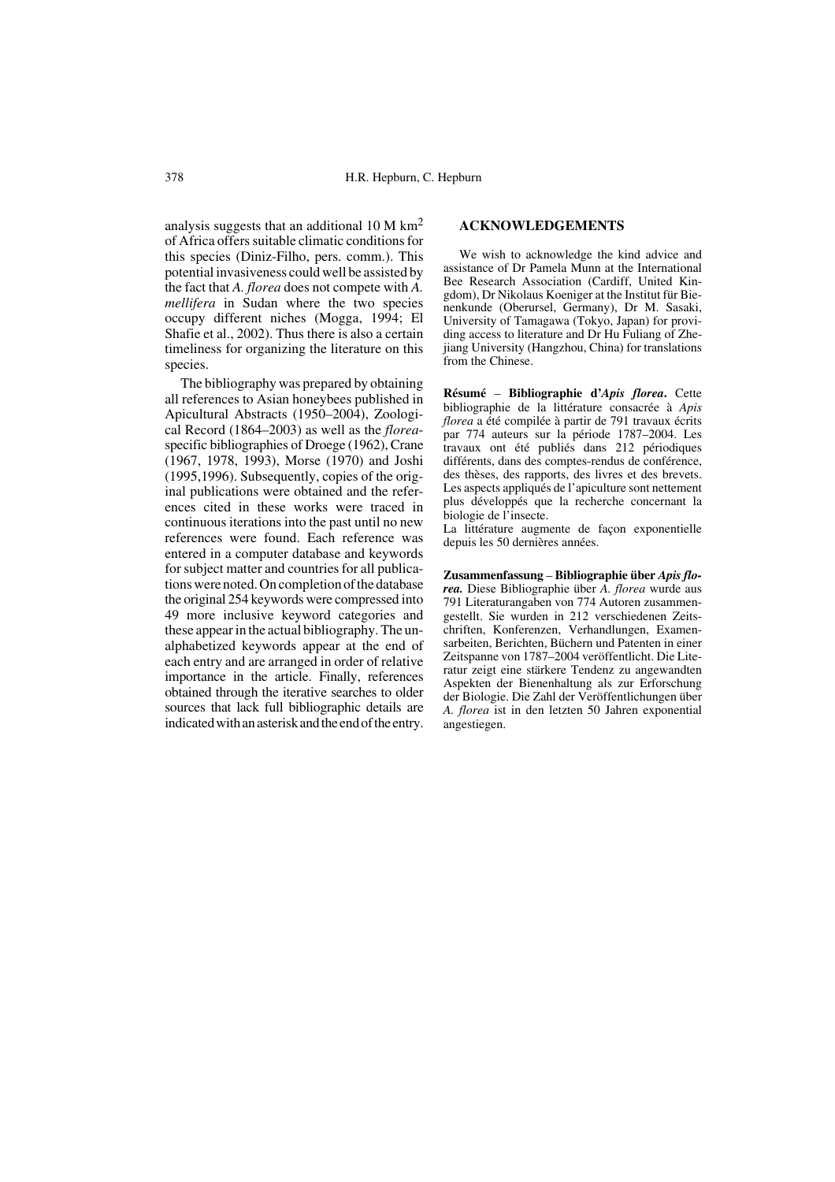analysis suggests that an additional 10 M $km^2$ of Africa offers suitable climatic conditions for this species (Diniz-Filho, pers. comm.). This potential invasiveness could well be assisted by the fact that *A. florea* does not compete with *A. mellifera* in Sudan where the two species occupy different niches (Mogga, 1994; El Shafie et al., 2002). Thus there is also a certain timeliness for organizing the literature on this species.

The bibliography was prepared by obtaining all references to Asian honeybees published in Apicultural Abstracts (1950–2004), Zoological Record (1864–2003) as well as the *florea*-specific bibliographies of Droege (1962), Crane (1967, 1978, 1993), Morse (1970) and Joshi (1995,1996). Subsequently, copies of the original publications were obtained and the references cited in these works were traced in continuous iterations into the past until no new references were found. Each reference was entered in a computer database and keywords for subject matter and countries for all publications were noted. On completion of the database the original 254 keywords were compressed into 49 more inclusive keyword categories and these appear in the actual bibliography. The unalphabetized keywords appear at the end of each entry and are arranged in order of relative importance in the article. Finally, references obtained through the iterative searches to older sources that lack full bibliographic details are indicated with an asterisk and the end of the entry.

## ACKNOWLEDGEMENTS

We wish to acknowledge the kind advice and assistance of Dr Pamela Munn at the International Bee Research Association (Cardiff, United Kingdom), Dr Nikolaus Koeniger at the Institut für Bienenkunde (Oberursel, Germany), Dr M. Sasaki, University of Tamagawa (Tokyo, Japan) for providing access to literature and Dr Hu Fuliang of Zhejiang University (Hangzhou, China) for translations from the Chinese.

**Résumé** – **Bibliographie d'*Apis florea*.** Cette bibliographie de la littérature consacrée à *Apis florea* a été compilée à partir de 791 travaux écrits par 774 auteurs sur la période 1787–2004. Les travaux ont été publiés dans 212 périodiques différents, dans des comptes-rendus de conférence, des thèses, des rapports, des livres et des brevets. Les aspects appliqués de l'apiculture sont nettement plus développés que la recherche concernant la biologie de l'insecte.
La littérature augmente de façon exponentielle depuis les 50 dernières années.

**Zusammenfassung** – **Bibliographie über *Apis florea.*** Diese Bibliographie über *A. florea* wurde aus 791 Literaturangaben von 774 Autoren zusammengestellt. Sie wurden in 212 verschiedenen Zeitschriften, Konferenzen, Verhandlungen, Examensarbeiten, Berichten, Büchern und Patenten in einer Zeitspanne von 1787–2004 veröffentlicht. Die Literatur zeigt eine stärkere Tendenz zu angewandten Aspekten der Bienenhaltung als zur Erforschung der Biologie. Die Zahl der Veröffentlichungen über *A. florea* ist in den letzten 50 Jahren exponential angestiegen.